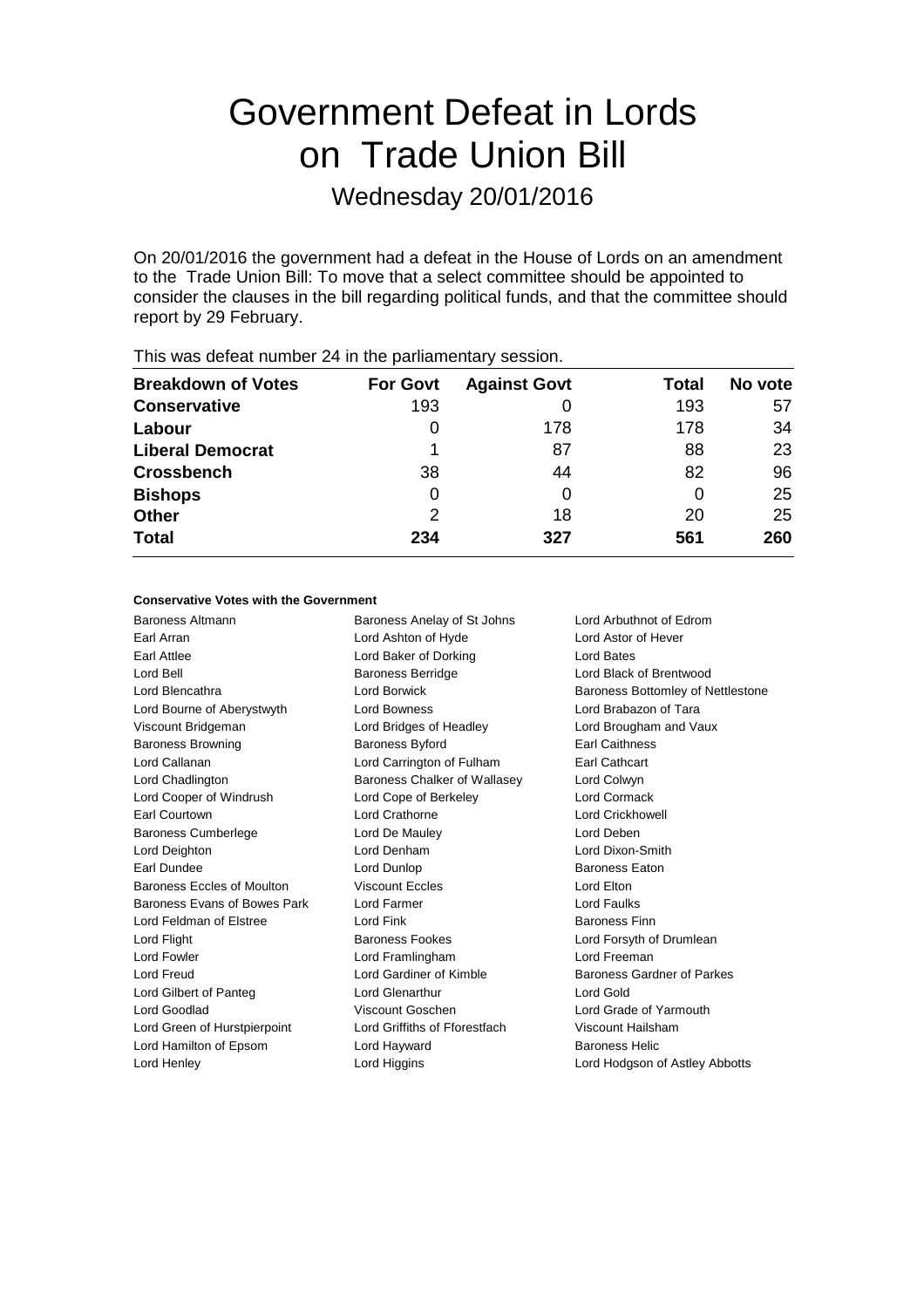# Government Defeat in Lords on Trade Union Bill

## Wednesday 20/01/2016

On 20/01/2016 the government had a defeat in the House of Lords on an amendment to the Trade Union Bill: To move that a select committee should be appointed to consider the clauses in the bill regarding political funds, and that the committee should report by 29 February.

This was defeat number 24 in the parliamentary session.

| Breakdown of Votes | For Govt | Against Govt | Total | No vote |
|---|---|---|---|---|
| **Conservative** | 193 | 0 | 193 | 57 |
| **Labour** | 0 | 178 | 178 | 34 |
| **Liberal Democrat** | 1 | 87 | 88 | 23 |
| **Crossbench** | 38 | 44 | 82 | 96 |
| **Bishops** | 0 | 0 | 0 | 25 |
| **Other** | 2 | 18 | 20 | 25 |
| **Total** | 234 | 327 | 561 | 260 |

**Conservative Votes with the Government**

Baroness Altmann
Baroness Anelay of St Johns
Lord Arbuthnot of Edrom
Earl Arran
Lord Ashton of Hyde
Lord Astor of Hever
Earl Attlee
Lord Baker of Dorking
Lord Bates
Lord Bell
Baroness Berridge
Lord Black of Brentwood
Lord Blencathra
Lord Borwick
Baroness Bottomley of Nettlestone
Lord Bourne of Aberystwyth
Lord Bowness
Lord Brabazon of Tara
Viscount Bridgeman
Lord Bridges of Headley
Lord Brougham and Vaux
Baroness Browning
Baroness Byford
Earl Caithness
Lord Callanan
Lord Carrington of Fulham
Earl Cathcart
Lord Chadlington
Baroness Chalker of Wallasey
Lord Colwyn
Lord Cooper of Windrush
Lord Cope of Berkeley
Lord Cormack
Earl Courtown
Lord Crathorne
Lord Crickhowell
Baroness Cumberlege
Lord De Mauley
Lord Deben
Lord Deighton
Lord Denham
Lord Dixon-Smith
Earl Dundee
Lord Dunlop
Baroness Eaton
Baroness Eccles of Moulton
Viscount Eccles
Lord Elton
Baroness Evans of Bowes Park
Lord Farmer
Lord Faulks
Lord Feldman of Elstree
Lord Fink
Baroness Finn
Lord Flight
Baroness Fookes
Lord Forsyth of Drumlean
Lord Fowler
Lord Framlingham
Lord Freeman
Lord Freud
Lord Gardiner of Kimble
Baroness Gardner of Parkes
Lord Gilbert of Panteg
Lord Glenarthur
Lord Gold
Lord Goodlad
Viscount Goschen
Lord Grade of Yarmouth
Lord Green of Hurstpierpoint
Lord Griffiths of Fforestfach
Viscount Hailsham
Lord Hamilton of Epsom
Lord Hayward
Baroness Helic
Lord Henley
Lord Higgins
Lord Hodgson of Astley Abbotts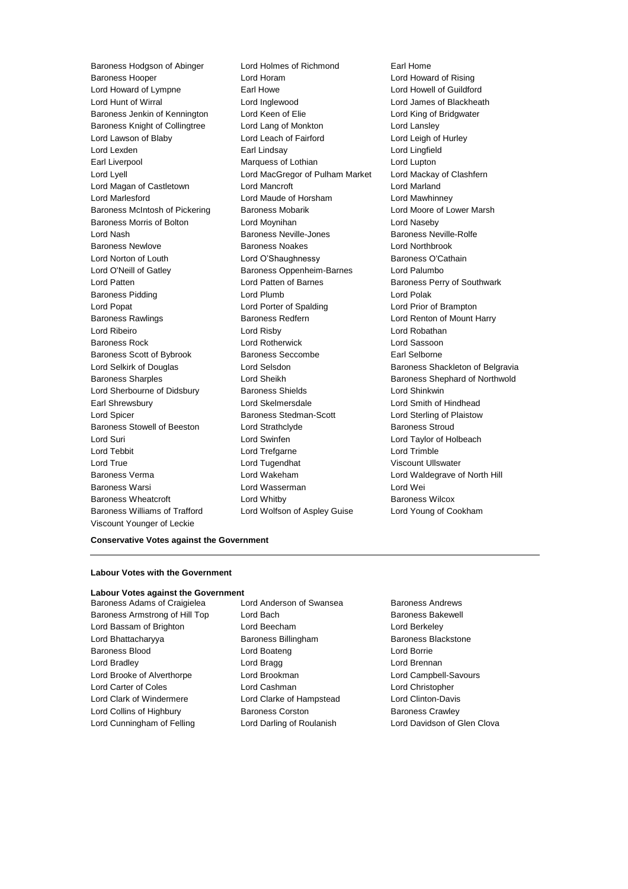Baroness Hodgson of Abinger
Lord Holmes of Richmond
Earl Home
Baroness Hooper
Lord Horam
Lord Howard of Rising
Lord Howard of Lympne
Earl Howe
Lord Howell of Guildford
Lord Hunt of Wirral
Lord Inglewood
Lord James of Blackheath
Baroness Jenkin of Kennington
Lord Keen of Elie
Lord King of Bridgwater
Baroness Knight of Collingtree
Lord Lang of Monkton
Lord Lansley
Lord Lawson of Blaby
Lord Leach of Fairford
Lord Leigh of Hurley
Lord Lexden
Earl Lindsay
Lord Lingfield
Earl Liverpool
Marquess of Lothian
Lord Lupton
Lord Lyell
Lord MacGregor of Pulham Market
Lord Mackay of Clashfern
Lord Magan of Castletown
Lord Mancroft
Lord Marland
Lord Marlesford
Lord Maude of Horsham
Lord Mawhinney
Baroness McIntosh of Pickering
Baroness Mobarik
Lord Moore of Lower Marsh
Baroness Morris of Bolton
Lord Moynihan
Lord Naseby
Lord Nash
Baroness Neville-Jones
Baroness Neville-Rolfe
Baroness Newlove
Baroness Noakes
Lord Northbrook
Lord Norton of Louth
Lord O'Shaughnessy
Baroness O'Cathain
Lord O'Neill of Gatley
Baroness Oppenheim-Barnes
Lord Palumbo
Lord Patten
Lord Patten of Barnes
Baroness Perry of Southwark
Baroness Pidding
Lord Plumb
Lord Polak
Lord Popat
Lord Porter of Spalding
Lord Prior of Brampton
Baroness Rawlings
Baroness Redfern
Lord Renton of Mount Harry
Lord Ribeiro
Lord Risby
Lord Robathan
Baroness Rock
Lord Rotherwick
Lord Sassoon
Baroness Scott of Bybrook
Baroness Seccombe
Earl Selborne
Lord Selkirk of Douglas
Lord Selsdon
Baroness Shackleton of Belgravia
Baroness Sharples
Lord Sheikh
Baroness Shephard of Northwold
Lord Sherbourne of Didsbury
Baroness Shields
Lord Shinkwin
Earl Shrewsbury
Lord Skelmersdale
Lord Smith of Hindhead
Lord Spicer
Baroness Stedman-Scott
Lord Sterling of Plaistow
Baroness Stowell of Beeston
Lord Strathclyde
Baroness Stroud
Lord Suri
Lord Swinfen
Lord Taylor of Holbeach
Lord Tebbit
Lord Trefgarne
Lord Trimble
Lord True
Lord Tugendhat
Viscount Ullswater
Baroness Verma
Lord Wakeham
Lord Waldegrave of North Hill
Baroness Warsi
Lord Wasserman
Lord Wei
Baroness Wheatcroft
Lord Whitby
Baroness Wilcox
Baroness Williams of Trafford
Lord Wolfson of Aspley Guise
Lord Young of Cookham
Viscount Younger of Leckie

**Conservative Votes against the Government**

---

**Labour Votes with the Government**

**Labour Votes against the Government**

Baroness Adams of Craigielea
Lord Anderson of Swansea
Baroness Andrews
Baroness Armstrong of Hill Top
Lord Bach
Baroness Bakewell
Lord Bassam of Brighton
Lord Beecham
Lord Berkeley
Lord Bhattacharyya
Baroness Billingham
Baroness Blackstone
Baroness Blood
Lord Boateng
Lord Borrie
Lord Bradley
Lord Bragg
Lord Brennan
Lord Brooke of Alverthorpe
Lord Brookman
Lord Campbell-Savours
Lord Carter of Coles
Lord Cashman
Lord Christopher
Lord Clark of Windermere
Lord Clarke of Hampstead
Lord Clinton-Davis
Lord Collins of Highbury
Baroness Corston
Baroness Crawley
Lord Cunningham of Felling
Lord Darling of Roulanish
Lord Davidson of Glen Clova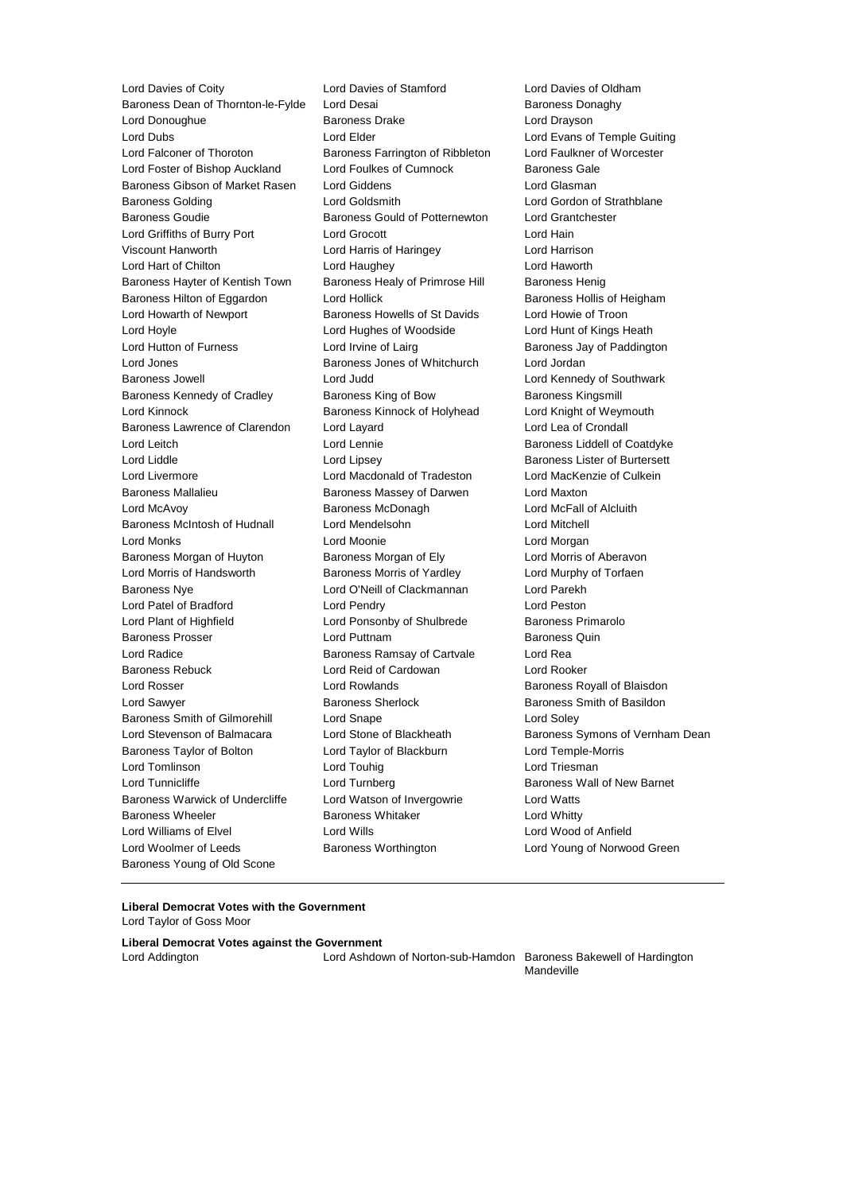Lord Davies of Coity
Lord Davies of Stamford
Lord Davies of Oldham
Baroness Dean of Thornton-le-Fylde
Lord Desai
Baroness Donaghy
Lord Donoughue
Baroness Drake
Lord Drayson
Lord Dubs
Lord Elder
Lord Evans of Temple Guiting
Lord Falconer of Thoroton
Baroness Farrington of Ribbleton
Lord Faulkner of Worcester
Lord Foster of Bishop Auckland
Lord Foulkes of Cumnock
Baroness Gale
Baroness Gibson of Market Rasen
Lord Giddens
Lord Glasman
Baroness Golding
Lord Goldsmith
Lord Gordon of Strathblane
Baroness Goudie
Baroness Gould of Potternewton
Lord Grantchester
Lord Griffiths of Burry Port
Lord Grocott
Lord Hain
Viscount Hanworth
Lord Harris of Haringey
Lord Harrison
Lord Hart of Chilton
Lord Haughey
Lord Haworth
Baroness Hayter of Kentish Town
Baroness Healy of Primrose Hill
Baroness Henig
Baroness Hilton of Eggardon
Lord Hollick
Baroness Hollis of Heigham
Lord Howarth of Newport
Baroness Howells of St Davids
Lord Howie of Troon
Lord Hoyle
Lord Hughes of Woodside
Lord Hunt of Kings Heath
Lord Hutton of Furness
Lord Irvine of Lairg
Baroness Jay of Paddington
Lord Jones
Baroness Jones of Whitchurch
Lord Jordan
Baroness Jowell
Lord Judd
Lord Kennedy of Southwark
Baroness Kennedy of Cradley
Baroness King of Bow
Baroness Kingsmill
Lord Kinnock
Baroness Kinnock of Holyhead
Lord Knight of Weymouth
Baroness Lawrence of Clarendon
Lord Layard
Lord Lea of Crondall
Lord Leitch
Lord Lennie
Baroness Liddell of Coatdyke
Lord Liddle
Lord Lipsey
Baroness Lister of Burtersett
Lord Livermore
Lord Macdonald of Tradeston
Lord MacKenzie of Culkein
Baroness Mallalieu
Baroness Massey of Darwen
Lord Maxton
Lord McAvoy
Baroness McDonagh
Lord McFall of Alcluith
Baroness McIntosh of Hudnall
Lord Mendelsohn
Lord Mitchell
Lord Monks
Lord Moonie
Lord Morgan
Baroness Morgan of Huyton
Baroness Morgan of Ely
Lord Morris of Aberavon
Lord Morris of Handsworth
Baroness Morris of Yardley
Lord Murphy of Torfaen
Baroness Nye
Lord O'Neill of Clackmannan
Lord Parekh
Lord Patel of Bradford
Lord Pendry
Lord Peston
Lord Plant of Highfield
Lord Ponsonby of Shulbrede
Baroness Primarolo
Baroness Prosser
Lord Puttnam
Baroness Quin
Lord Radice
Baroness Ramsay of Cartvale
Lord Rea
Baroness Rebuck
Lord Reid of Cardowan
Lord Rooker
Lord Rosser
Lord Rowlands
Baroness Royall of Blaisdon
Lord Sawyer
Baroness Sherlock
Baroness Smith of Basildon
Baroness Smith of Gilmorehill
Lord Snape
Lord Soley
Lord Stevenson of Balmacara
Lord Stone of Blackheath
Baroness Symons of Vernham Dean
Baroness Taylor of Bolton
Lord Taylor of Blackburn
Lord Temple-Morris
Lord Tomlinson
Lord Touhig
Lord Triesman
Lord Tunnicliffe
Lord Turnberg
Baroness Wall of New Barnet
Baroness Warwick of Undercliffe
Lord Watson of Invergowrie
Lord Watts
Baroness Wheeler
Baroness Whitaker
Lord Whitty
Lord Williams of Elvel
Lord Wills
Lord Wood of Anfield
Lord Woolmer of Leeds
Baroness Worthington
Lord Young of Norwood Green
Baroness Young of Old Scone

---

**Liberal Democrat Votes with the Government**

Lord Taylor of Goss Moor

**Liberal Democrat Votes against the Government**

Lord Addington
Lord Ashdown of Norton-sub-Hamdon
Baroness Bakewell of Hardington Mandeville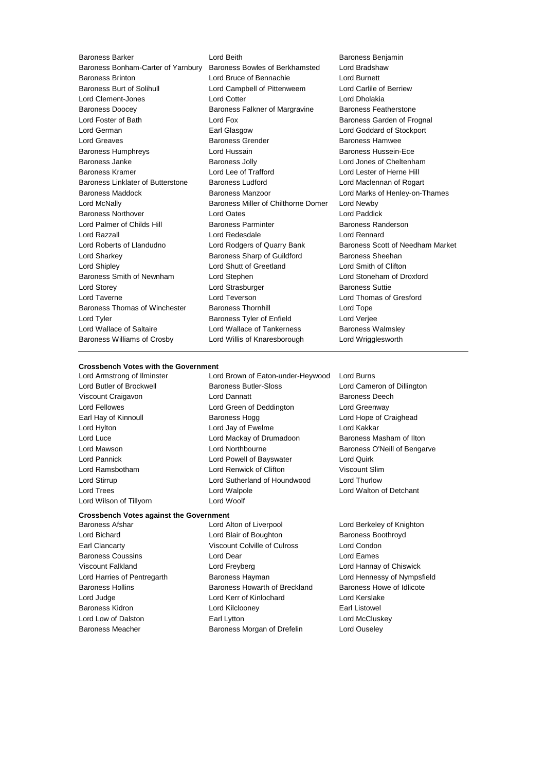Baroness Barker
Lord Beith
Baroness Benjamin
Baroness Bonham-Carter of Yarnbury
Baroness Bowles of Berkhamsted
Lord Bradshaw
Baroness Brinton
Lord Bruce of Bennachie
Lord Burnett
Baroness Burt of Solihull
Lord Campbell of Pittenweem
Lord Carlile of Berriew
Lord Clement-Jones
Lord Cotter
Lord Dholakia
Baroness Doocey
Baroness Falkner of Margravine
Baroness Featherstone
Lord Foster of Bath
Lord Fox
Baroness Garden of Frognal
Lord German
Earl Glasgow
Lord Goddard of Stockport
Lord Greaves
Baroness Grender
Baroness Hamwee
Baroness Humphreys
Lord Hussain
Baroness Hussein-Ece
Baroness Janke
Baroness Jolly
Lord Jones of Cheltenham
Baroness Kramer
Lord Lee of Trafford
Lord Lester of Herne Hill
Baroness Linklater of Butterstone
Baroness Ludford
Lord Maclennan of Rogart
Baroness Maddock
Baroness Manzoor
Lord Marks of Henley-on-Thames
Lord McNally
Baroness Miller of Chilthorne Domer
Lord Newby
Baroness Northover
Lord Oates
Lord Paddick
Lord Palmer of Childs Hill
Baroness Parminter
Baroness Randerson
Lord Razzall
Lord Redesdale
Lord Rennard
Lord Roberts of Llandudno
Lord Rodgers of Quarry Bank
Baroness Scott of Needham Market
Lord Sharkey
Baroness Sharp of Guildford
Baroness Sheehan
Lord Shipley
Lord Shutt of Greetland
Lord Smith of Clifton
Baroness Smith of Newnham
Lord Stephen
Lord Stoneham of Droxford
Lord Storey
Lord Strasburger
Baroness Suttie
Lord Taverne
Lord Teverson
Lord Thomas of Gresford
Baroness Thomas of Winchester
Baroness Thornhill
Lord Tope
Lord Tyler
Baroness Tyler of Enfield
Lord Verjee
Lord Wallace of Saltaire
Lord Wallace of Tankerness
Baroness Walmsley
Baroness Williams of Crosby
Lord Willis of Knaresborough
Lord Wrigglesworth

---

**Crossbench Votes with the Government**

Lord Armstrong of Ilminster
Lord Brown of Eaton-under-Heywood
Lord Burns
Lord Butler of Brockwell
Baroness Butler-Sloss
Lord Cameron of Dillington
Viscount Craigavon
Lord Dannatt
Baroness Deech
Lord Fellowes
Lord Green of Deddington
Lord Greenway
Earl Hay of Kinnoull
Baroness Hogg
Lord Hope of Craighead
Lord Hylton
Lord Jay of Ewelme
Lord Kakkar
Lord Luce
Lord Mackay of Drumadoon
Baroness Masham of Ilton
Lord Mawson
Lord Northbourne
Baroness O'Neill of Bengarve
Lord Pannick
Lord Powell of Bayswater
Lord Quirk
Lord Ramsbotham
Lord Renwick of Clifton
Viscount Slim
Lord Stirrup
Lord Sutherland of Houndwood
Lord Thurlow
Lord Trees
Lord Walpole
Lord Walton of Detchant
Lord Wilson of Tillyorn
Lord Woolf

**Crossbench Votes against the Government**

Baroness Afshar
Lord Alton of Liverpool
Lord Berkeley of Knighton
Lord Bichard
Lord Blair of Boughton
Baroness Boothroyd
Earl Clancarty
Viscount Colville of Culross
Lord Condon
Baroness Coussins
Lord Dear
Lord Eames
Viscount Falkland
Lord Freyberg
Lord Hannay of Chiswick
Lord Harries of Pentregarth
Baroness Hayman
Lord Hennessy of Nympsfield
Baroness Hollins
Baroness Howarth of Breckland
Baroness Howe of Idlicote
Lord Judge
Lord Kerr of Kinlochard
Lord Kerslake
Baroness Kidron
Lord Kilclooney
Earl Listowel
Lord Low of Dalston
Earl Lytton
Lord McCluskey
Baroness Meacher
Baroness Morgan of Drefelin
Lord Ouseley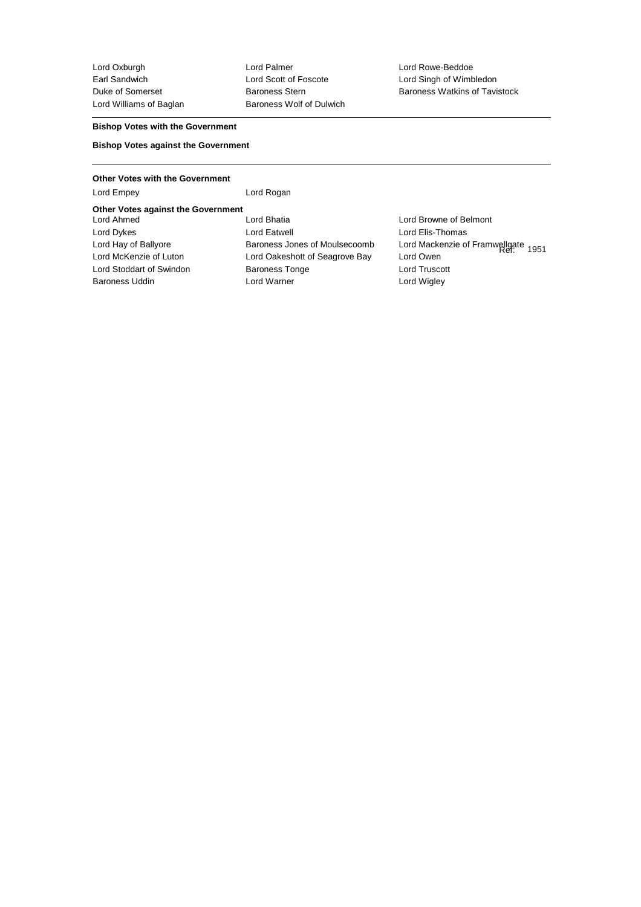Lord Oxburgh
Lord Palmer
Lord Rowe-Beddoe
Earl Sandwich
Lord Scott of Foscote
Lord Singh of Wimbledon
Duke of Somerset
Baroness Stern
Baroness Watkins of Tavistock
Lord Williams of Baglan
Baroness Wolf of Dulwich

---

**Bishop Votes with the Government**

**Bishop Votes against the Government**

---

**Other Votes with the Government**

Lord Empey
Lord Rogan

**Other Votes against the Government**

Lord Ahmed
Lord Bhatia
Lord Browne of Belmont
Lord Dykes
Lord Eatwell
Lord Elis-Thomas
Lord Hay of Ballyore
Baroness Jones of Moulsecoomb
Lord Mackenzie of Framwellgate
Lord McKenzie of Luton
Lord Oakeshott of Seagrove Bay
Lord Owen
Lord Stoddart of Swindon
Baroness Tonge
Lord Truscott
Baroness Uddin
Lord Warner
Lord Wigley

Ref: 1951